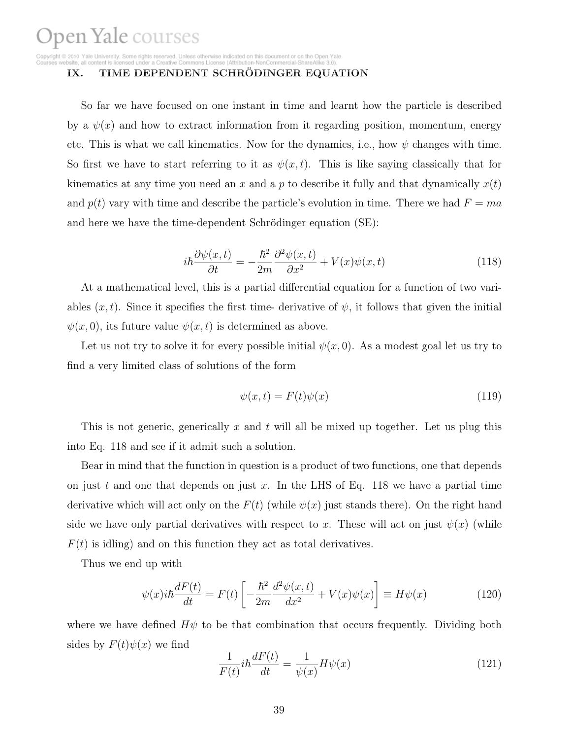## IX. TIME DEPENDENT SCHRÖDINGER EQUATION

So far we have focused on one instant in time and learnt how the particle is described by a $\psi(x)$ and how to extract information from it regarding position, momentum, energy etc. This is what we call kinematics. Now for the dynamics, i.e., how $\psi$ changes with time. So first we have to start referring to it as $\psi(x,t)$. This is like saying classically that for kinematics at any time you need an $x$ and a $p$ to describe it fully and that dynamically $x(t)$ and $p(t)$ vary with time and describe the particle's evolution in time. There we had $F = ma$ and here we have the time-dependent Schrödinger equation (SE):

$$i\hbar \frac{\partial \psi(x,t)}{\partial t} = -\frac{\hbar^2}{2m}\frac{\partial^2 \psi(x,t)}{\partial x^2} + V(x)\psi(x,t) \tag{118}$$

At a mathematical level, this is a partial differential equation for a function of two variables $(x,t)$. Since it specifies the first time- derivative of $\psi$, it follows that given the initial $\psi(x,0)$, its future value $\psi(x,t)$ is determined as above.

Let us not try to solve it for every possible initial $\psi(x,0)$. As a modest goal let us try to find a very limited class of solutions of the form

$$\psi(x,t) = F(t)\psi(x) \tag{119}$$

This is not generic, generically $x$ and $t$ will all be mixed up together. Let us plug this into Eq. 118 and see if it admit such a solution.

Bear in mind that the function in question is a product of two functions, one that depends on just $t$ and one that depends on just $x$. In the LHS of Eq. 118 we have a partial time derivative which will act only on the $F(t)$ (while $\psi(x)$ just stands there). On the right hand side we have only partial derivatives with respect to $x$. These will act on just $\psi(x)$ (while $F(t)$ is idling) and on this function they act as total derivatives.

Thus we end up with

$$\psi(x) i\hbar \frac{dF(t)}{dt} = F(t)\left[-\frac{\hbar^2}{2m}\frac{d^2\psi(x,t)}{dx^2} + V(x)\psi(x)\right] \equiv H\psi(x) \tag{120}$$

where we have defined $H\psi$ to be that combination that occurs frequently. Dividing both sides by $F(t)\psi(x)$ we find

$$\frac{1}{F(t)} i\hbar \frac{dF(t)}{dt} = \frac{1}{\psi(x)} H\psi(x) \tag{121}$$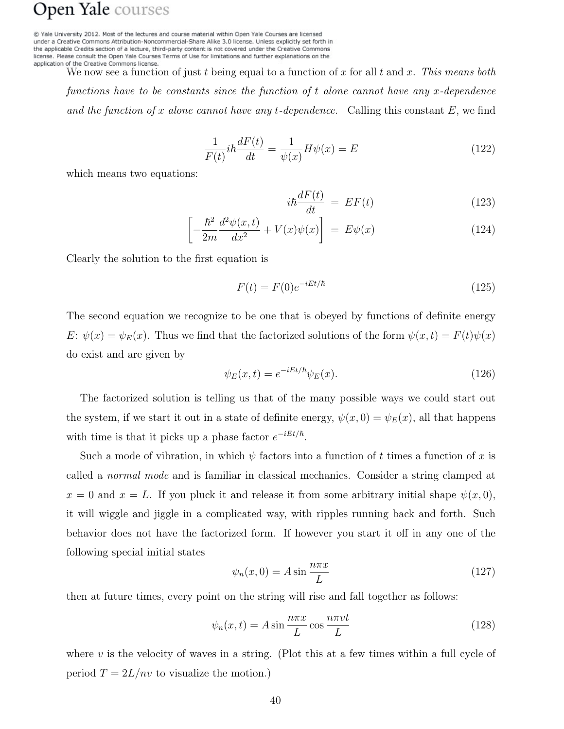We now see a function of just $t$ being equal to a function of $x$ for all $t$ and $x$. *This means both functions have to be constants since the function of $t$ alone cannot have any $x$-dependence and the function of $x$ alone cannot have any $t$-dependence.* Calling this constant $E$, we find

$$\frac{1}{F(t)} i\hbar \frac{dF(t)}{dt} = \frac{1}{\psi(x)} H\psi(x) = E \tag{122}$$

which means two equations:

$$i\hbar \frac{dF(t)}{dt} = EF(t) \tag{123}$$

$$\left[ -\frac{\hbar^2}{2m} \frac{d^2\psi(x,t)}{dx^2} + V(x)\psi(x) \right] = E\psi(x) \tag{124}$$

Clearly the solution to the first equation is

$$F(t) = F(0)e^{-iEt/\hbar} \tag{125}$$

The second equation we recognize to be one that is obeyed by functions of definite energy $E$: $\psi(x) = \psi_E(x)$. Thus we find that the factorized solutions of the form $\psi(x,t) = F(t)\psi(x)$ do exist and are given by

$$\psi_E(x,t) = e^{-iEt/\hbar}\psi_E(x). \tag{126}$$

The factorized solution is telling us that of the many possible ways we could start out the system, if we start it out in a state of definite energy, $\psi(x,0) = \psi_E(x)$, all that happens with time is that it picks up a phase factor $e^{-iEt/\hbar}$.

Such a mode of vibration, in which $\psi$ factors into a function of $t$ times a function of $x$ is called a *normal mode* and is familiar in classical mechanics. Consider a string clamped at $x = 0$ and $x = L$. If you pluck it and release it from some arbitrary initial shape $\psi(x,0)$, it will wiggle and jiggle in a complicated way, with ripples running back and forth. Such behavior does not have the factorized form. If however you start it off in any one of the following special initial states

$$\psi_n(x,0) = A \sin \frac{n\pi x}{L} \tag{127}$$

then at future times, every point on the string will rise and fall together as follows:

$$\psi_n(x,t) = A \sin \frac{n\pi x}{L} \cos \frac{n\pi v t}{L} \tag{128}$$

where $v$ is the velocity of waves in a string. (Plot this at a few times within a full cycle of period $T = 2L/nv$ to visualize the motion.)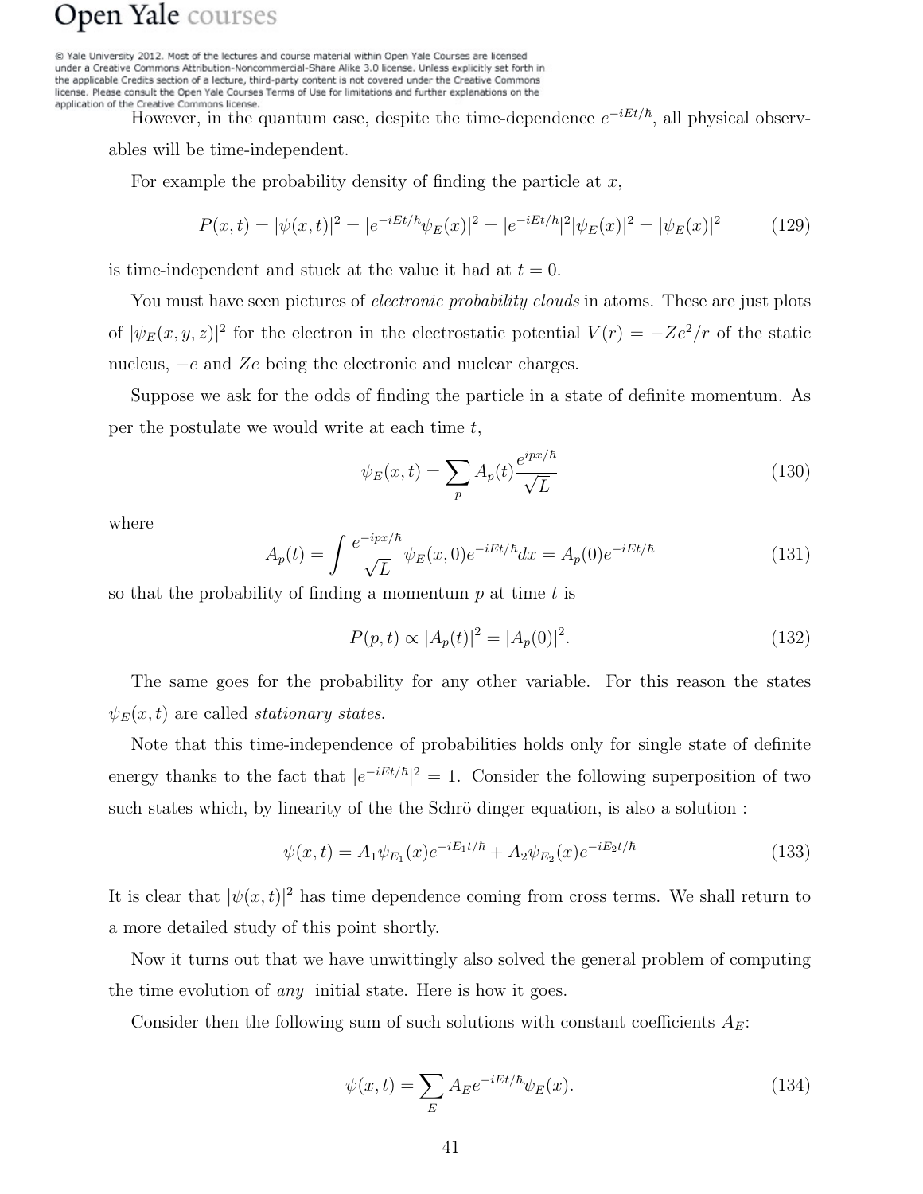However, in the quantum case, despite the time-dependence $e^{-iEt/\hbar}$, all physical observables will be time-independent.

For example the probability density of finding the particle at $x$,

$$P(x,t) = |\psi(x,t)|^2 = |e^{-iEt/\hbar}\psi_E(x)|^2 = |e^{-iEt/\hbar}|^2|\psi_E(x)|^2 = |\psi_E(x)|^2 \tag{129}$$

is time-independent and stuck at the value it had at $t = 0$.

You must have seen pictures of *electronic probability clouds* in atoms. These are just plots of $|\psi_E(x,y,z)|^2$ for the electron in the electrostatic potential $V(r) = -Ze^2/r$ of the static nucleus, $-e$ and $Ze$ being the electronic and nuclear charges.

Suppose we ask for the odds of finding the particle in a state of definite momentum. As per the postulate we would write at each time $t$,

$$\psi_E(x,t) = \sum_p A_p(t)\frac{e^{ipx/\hbar}}{\sqrt{L}} \tag{130}$$

where

$$A_p(t) = \int \frac{e^{-ipx/\hbar}}{\sqrt{L}}\psi_E(x,0)e^{-iEt/\hbar}dx = A_p(0)e^{-iEt/\hbar} \tag{131}$$

so that the probability of finding a momentum $p$ at time $t$ is

$$P(p,t) \propto |A_p(t)|^2 = |A_p(0)|^2. \tag{132}$$

The same goes for the probability for any other variable. For this reason the states $\psi_E(x,t)$ are called *stationary states*.

Note that this time-independence of probabilities holds only for single state of definite energy thanks to the fact that $|e^{-iEt/\hbar}|^2 = 1$. Consider the following superposition of two such states which, by linearity of the the Schrö dinger equation, is also a solution :

$$\psi(x,t) = A_1\psi_{E_1}(x)e^{-iE_1t/\hbar} + A_2\psi_{E_2}(x)e^{-iE_2t/\hbar} \tag{133}$$

It is clear that $|\psi(x,t)|^2$ has time dependence coming from cross terms. We shall return to a more detailed study of this point shortly.

Now it turns out that we have unwittingly also solved the general problem of computing the time evolution of *any* initial state. Here is how it goes.

Consider then the following sum of such solutions with constant coefficients $A_E$:

$$\psi(x,t) = \sum_E A_E e^{-iEt/\hbar}\psi_E(x). \tag{134}$$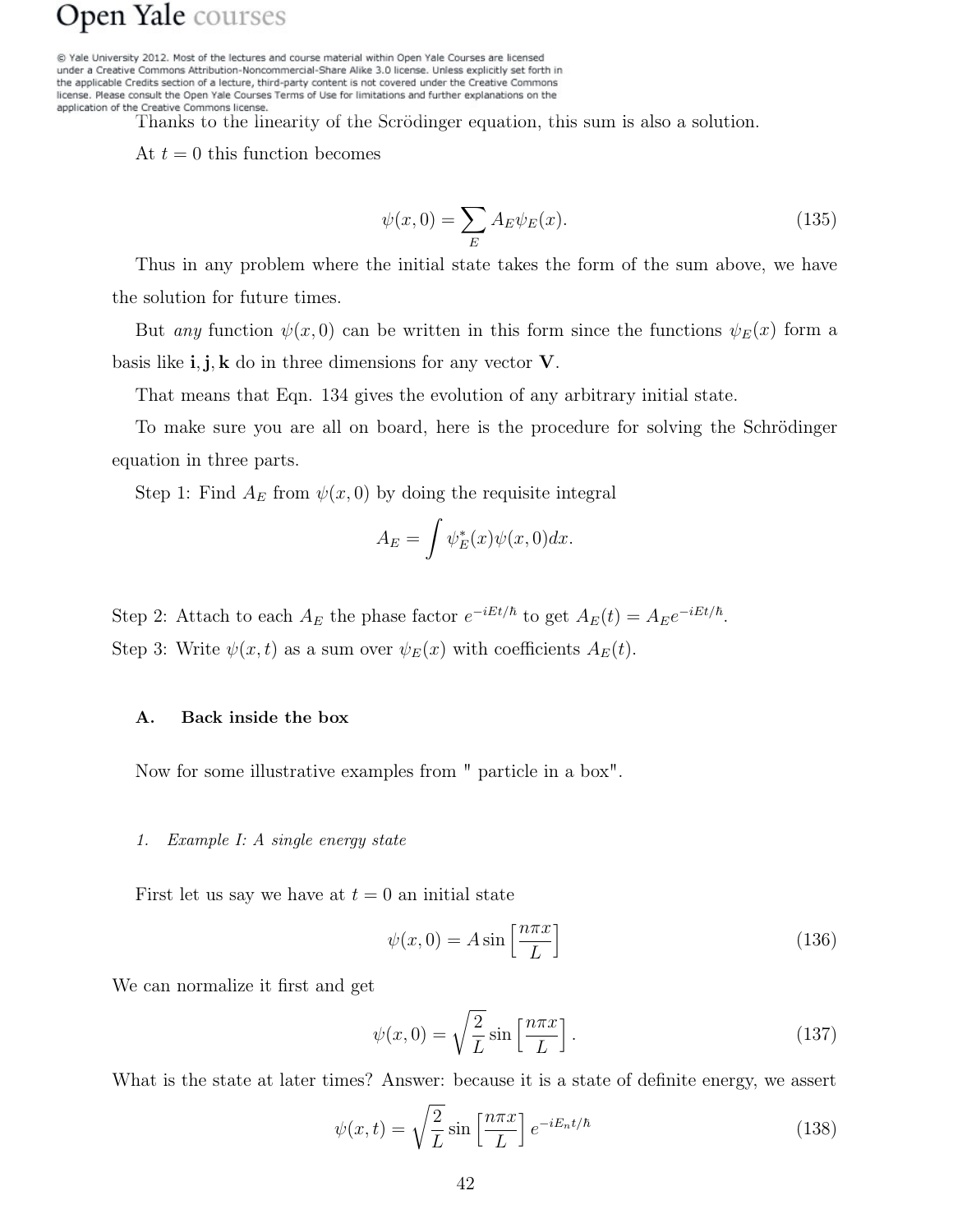Thanks to the linearity of the Scrödinger equation, this sum is also a solution.

At $t = 0$ this function becomes

$$\psi(x, 0) = \sum_E A_E \psi_E(x). \tag{135}$$

Thus in any problem where the initial state takes the form of the sum above, we have the solution for future times.

But *any* function $\psi(x, 0)$ can be written in this form since the functions $\psi_E(x)$ form a basis like $\mathbf{i}, \mathbf{j}, \mathbf{k}$ do in three dimensions for any vector $\mathbf{V}$.

That means that Eqn. 134 gives the evolution of any arbitrary initial state.

To make sure you are all on board, here is the procedure for solving the Schrödinger equation in three parts.

Step 1: Find $A_E$ from $\psi(x, 0)$ by doing the requisite integral

$$A_E = \int \psi_E^*(x)\psi(x, 0)dx.$$

Step 2: Attach to each $A_E$ the phase factor $e^{-iEt/\hbar}$ to get $A_E(t) = A_E e^{-iEt/\hbar}$.

Step 3: Write $\psi(x, t)$ as a sum over $\psi_E(x)$ with coefficients $A_E(t)$.

## A. Back inside the box

Now for some illustrative examples from " particle in a box".

### 1. *Example I: A single energy state*

First let us say we have at $t = 0$ an initial state

$$\psi(x, 0) = A \sin\left[\frac{n\pi x}{L}\right] \tag{136}$$

We can normalize it first and get

$$\psi(x, 0) = \sqrt{\frac{2}{L}} \sin\left[\frac{n\pi x}{L}\right]. \tag{137}$$

What is the state at later times? Answer: because it is a state of definite energy, we assert

$$\psi(x, t) = \sqrt{\frac{2}{L}} \sin\left[\frac{n\pi x}{L}\right] e^{-iE_n t/\hbar} \tag{138}$$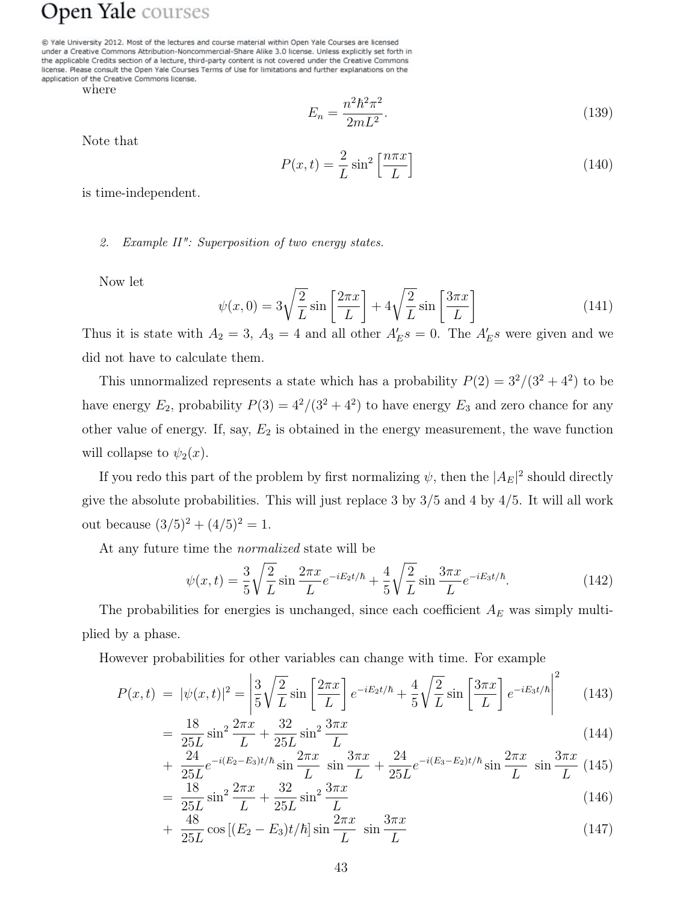where

$$E_n = \frac{n^2 \hbar^2 \pi^2}{2mL^2}. \tag{139}$$

Note that

$$P(x,t) = \frac{2}{L} \sin^2 \left[\frac{n\pi x}{L}\right] \tag{140}$$

is time-independent.

2. *Example II": Superposition of two energy states.*

Now let

$$\psi(x,0) = 3\sqrt{\frac{2}{L}} \sin\left[\frac{2\pi x}{L}\right] + 4\sqrt{\frac{2}{L}} \sin\left[\frac{3\pi x}{L}\right] \tag{141}$$

Thus it is state with $A_2 = 3$, $A_3 = 4$ and all other $A_E's = 0$. The $A_E's$ were given and we did not have to calculate them.

This unnormalized represents a state which has a probability $P(2) = 3^2/(3^2 + 4^2)$ to be have energy $E_2$, probability $P(3) = 4^2/(3^2 + 4^2)$ to have energy $E_3$ and zero chance for any other value of energy. If, say, $E_2$ is obtained in the energy measurement, the wave function will collapse to $\psi_2(x)$.

If you redo this part of the problem by first normalizing $\psi$, then the $|A_E|^2$ should directly give the absolute probabilities. This will just replace 3 by 3/5 and 4 by 4/5. It will all work out because $(3/5)^2 + (4/5)^2 = 1$.

At any future time the *normalized* state will be

$$\psi(x,t) = \frac{3}{5}\sqrt{\frac{2}{L}} \sin\frac{2\pi x}{L} e^{-iE_2 t/\hbar} + \frac{4}{5}\sqrt{\frac{2}{L}} \sin\frac{3\pi x}{L} e^{-iE_3 t/\hbar}. \tag{142}$$

The probabilities for energies is unchanged, since each coefficient $A_E$ was simply multiplied by a phase.

However probabilities for other variables can change with time. For example

$$\begin{aligned}
P(x,t) &= |\psi(x,t)|^2 = \left| \frac{3}{5}\sqrt{\frac{2}{L}} \sin\left[\frac{2\pi x}{L}\right] e^{-iE_2 t/\hbar} + \frac{4}{5}\sqrt{\frac{2}{L}} \sin\left[\frac{3\pi x}{L}\right] e^{-iE_3 t/\hbar} \right|^2 && (143) \\
&= \frac{18}{25L} \sin^2 \frac{2\pi x}{L} + \frac{32}{25L} \sin^2 \frac{3\pi x}{L} && (144) \\
&+ \frac{24}{25L} e^{-i(E_2 - E_3)t/\hbar} \sin\frac{2\pi x}{L} \, \sin\frac{3\pi x}{L} + \frac{24}{25L} e^{-i(E_3 - E_2)t/\hbar} \sin\frac{2\pi x}{L} \, \sin\frac{3\pi x}{L} && (145) \\
&= \frac{18}{25L} \sin^2 \frac{2\pi x}{L} + \frac{32}{25L} \sin^2 \frac{3\pi x}{L} && (146) \\
&+ \frac{48}{25L} \cos\left[(E_2 - E_3)t/\hbar\right] \sin\frac{2\pi x}{L} \, \sin\frac{3\pi x}{L} && (147)
\end{aligned}$$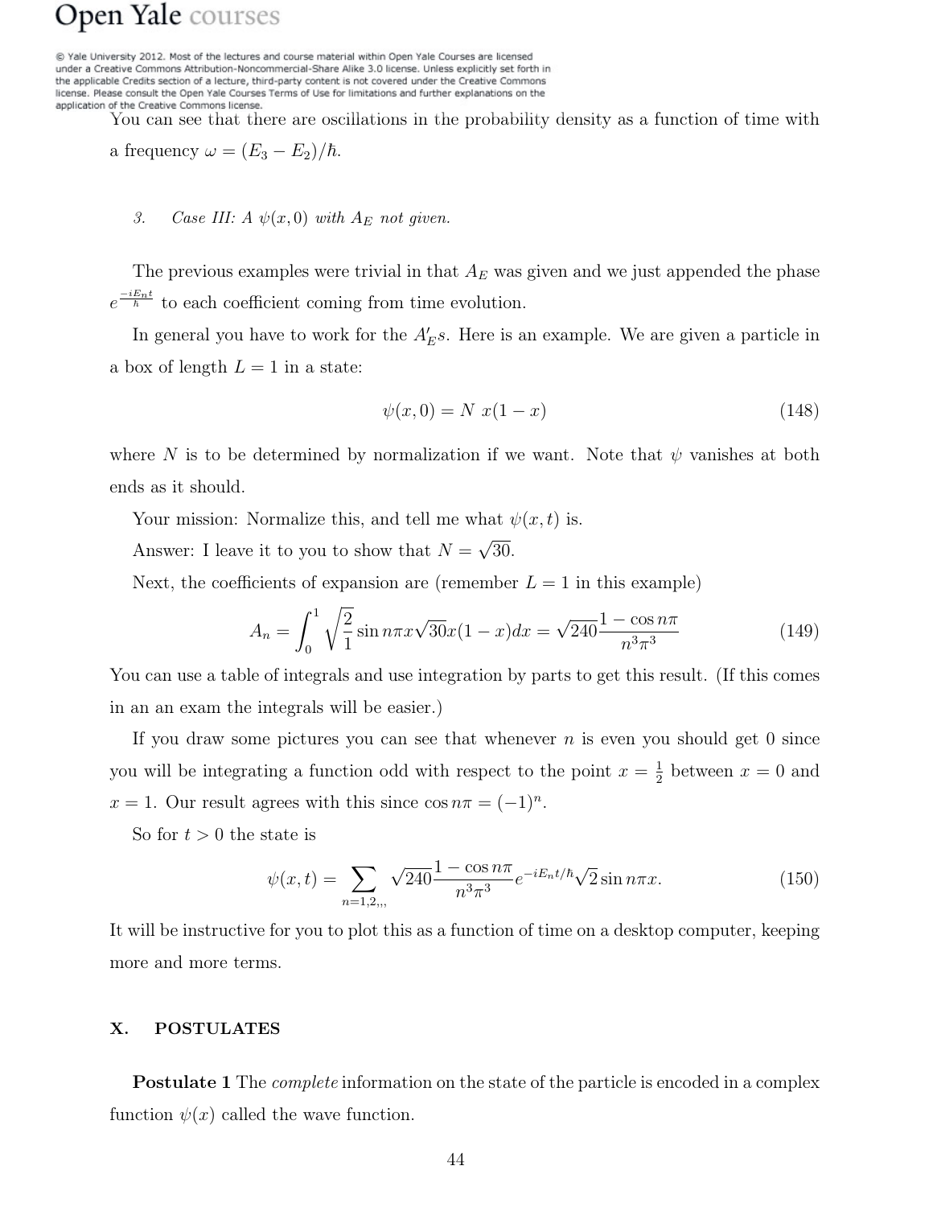You can see that there are oscillations in the probability density as a function of time with a frequency $\omega = (E_3 - E_2)/\hbar$.

### 3. *Case III: A $\psi(x, 0)$ with $A_E$ not given.*

The previous examples were trivial in that $A_E$ was given and we just appended the phase $e^{\frac{-iE_nt}{\hbar}}$ to each coefficient coming from time evolution.

In general you have to work for the $A_E'$s. Here is an example. We are given a particle in a box of length $L = 1$ in a state:

$$\psi(x, 0) = N\ x(1 - x) \tag{148}$$

where $N$ is to be determined by normalization if we want. Note that $\psi$ vanishes at both ends as it should.

Your mission: Normalize this, and tell me what $\psi(x, t)$ is.

Answer: I leave it to you to show that $N = \sqrt{30}$.

Next, the coefficients of expansion are (remember $L = 1$ in this example)

$$A_n = \int_0^1 \sqrt{\frac{2}{1}} \sin n\pi x \sqrt{30} x(1 - x)dx = \sqrt{240} \frac{1 - \cos n\pi}{n^3\pi^3} \tag{149}$$

You can use a table of integrals and use integration by parts to get this result. (If this comes in an an exam the integrals will be easier.)

If you draw some pictures you can see that whenever $n$ is even you should get 0 since you will be integrating a function odd with respect to the point $x = \frac{1}{2}$ between $x = 0$ and $x = 1$. Our result agrees with this since $\cos n\pi = (-1)^n$.

So for $t > 0$ the state is

$$\psi(x, t) = \sum_{n=1,2,,,} \sqrt{240} \frac{1 - \cos n\pi}{n^3\pi^3} e^{-iE_nt/\hbar} \sqrt{2} \sin n\pi x. \tag{150}$$

It will be instructive for you to plot this as a function of time on a desktop computer, keeping more and more terms.

## X. POSTULATES

**Postulate 1** The *complete* information on the state of the particle is encoded in a complex function $\psi(x)$ called the wave function.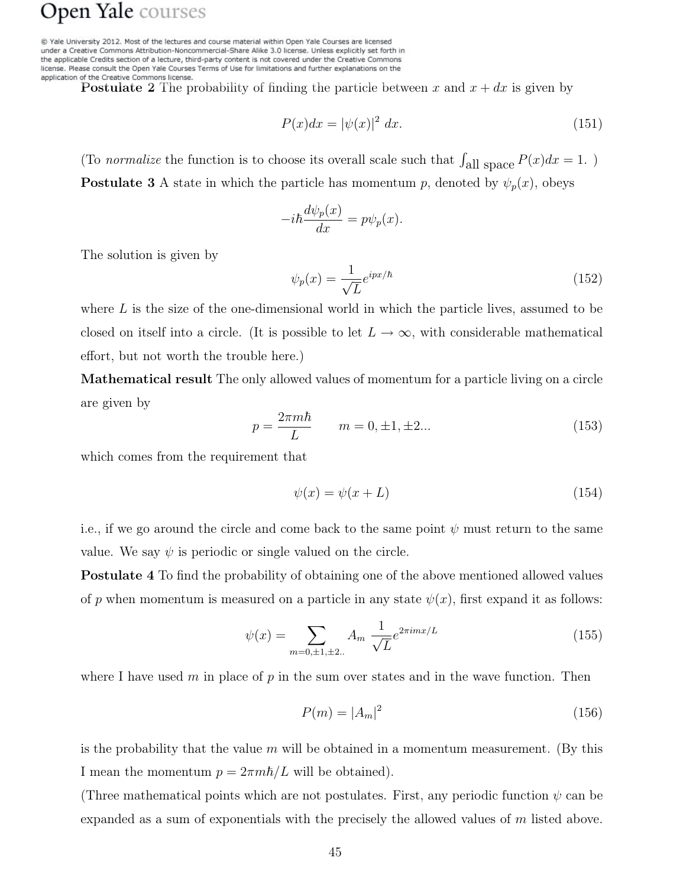**Postulate 2** The probability of finding the particle between $x$ and $x + dx$ is given by

$$P(x)dx = |\psi(x)|^2 \, dx. \tag{151}$$

(To *normalize* the function is to choose its overall scale such that $\int_{\text{all space}} P(x)dx = 1.$ )

**Postulate 3** A state in which the particle has momentum $p$, denoted by $\psi_p(x)$, obeys

$$-i\hbar \frac{d\psi_p(x)}{dx} = p\psi_p(x).$$

The solution is given by

$$\psi_p(x) = \frac{1}{\sqrt{L}} e^{ipx/\hbar} \tag{152}$$

where $L$ is the size of the one-dimensional world in which the particle lives, assumed to be closed on itself into a circle. (It is possible to let $L \to \infty$, with considerable mathematical effort, but not worth the trouble here.)

**Mathematical result** The only allowed values of momentum for a particle living on a circle are given by

$$p = \frac{2\pi m\hbar}{L} \qquad m = 0, \pm 1, \pm 2... \tag{153}$$

which comes from the requirement that

$$\psi(x) = \psi(x + L) \tag{154}$$

i.e., if we go around the circle and come back to the same point $\psi$ must return to the same value. We say $\psi$ is periodic or single valued on the circle.

**Postulate 4** To find the probability of obtaining one of the above mentioned allowed values of $p$ when momentum is measured on a particle in any state $\psi(x)$, first expand it as follows:

$$\psi(x) = \sum_{m=0,\pm 1,\pm 2..} A_m \frac{1}{\sqrt{L}} e^{2\pi imx/L} \tag{155}$$

where I have used $m$ in place of $p$ in the sum over states and in the wave function. Then

$$P(m) = |A_m|^2 \tag{156}$$

is the probability that the value $m$ will be obtained in a momentum measurement. (By this I mean the momentum $p = 2\pi m\hbar/L$ will be obtained).

(Three mathematical points which are not postulates. First, any periodic function $\psi$ can be expanded as a sum of exponentials with the precisely the allowed values of $m$ listed above.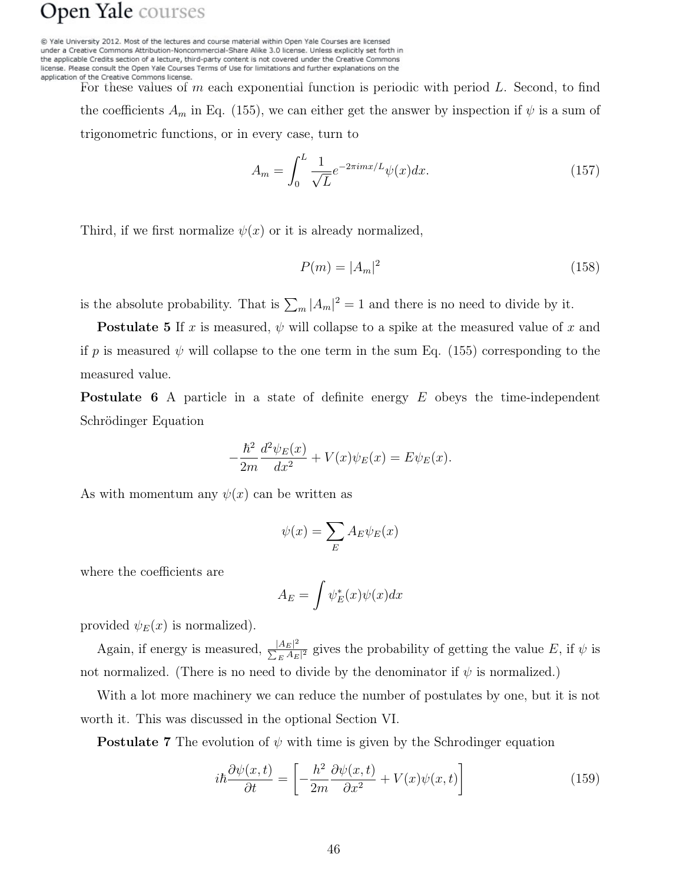For these values of $m$ each exponential function is periodic with period $L$. Second, to find the coefficients $A_m$ in Eq. (155), we can either get the answer by inspection if $\psi$ is a sum of trigonometric functions, or in every case, turn to

$$A_m = \int_0^L \frac{1}{\sqrt{L}} e^{-2\pi i m x/L} \psi(x) dx. \tag{157}$$

Third, if we first normalize $\psi(x)$ or it is already normalized,

$$P(m) = |A_m|^2 \tag{158}$$

is the absolute probability. That is $\sum_m |A_m|^2 = 1$ and there is no need to divide by it.

**Postulate 5** If $x$ is measured, $\psi$ will collapse to a spike at the measured value of $x$ and if $p$ is measured $\psi$ will collapse to the one term in the sum Eq. (155) corresponding to the measured value.

**Postulate 6** A particle in a state of definite energy $E$ obeys the time-independent Schrödinger Equation

$$-\frac{\hbar^2}{2m}\frac{d^2\psi_E(x)}{dx^2} + V(x)\psi_E(x) = E\psi_E(x).$$

As with momentum any $\psi(x)$ can be written as

$$\psi(x) = \sum_E A_E \psi_E(x)$$

where the coefficients are

$$A_E = \int \psi_E^*(x)\psi(x) dx$$

provided $\psi_E(x)$ is normalized).

Again, if energy is measured, $\frac{|A_E|^2}{\sum_E A_E|^2}$ gives the probability of getting the value $E$, if $\psi$ is not normalized. (There is no need to divide by the denominator if $\psi$ is normalized.)

With a lot more machinery we can reduce the number of postulates by one, but it is not worth it. This was discussed in the optional Section VI.

**Postulate 7** The evolution of $\psi$ with time is given by the Schrodinger equation

$$i\hbar \frac{\partial \psi(x,t)}{\partial t} = \left[ -\frac{h^2}{2m} \frac{\partial \psi(x,t)}{\partial x^2} + V(x)\psi(x,t) \right] \tag{159}$$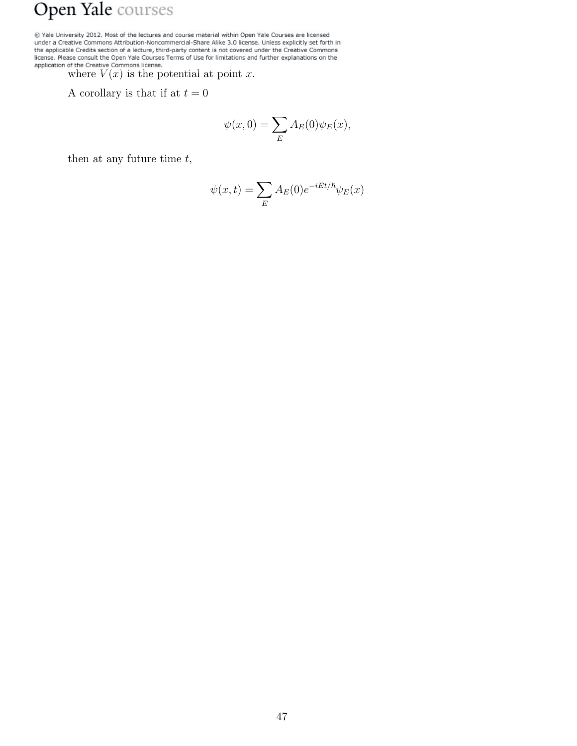where $V(x)$ is the potential at point $x$.

A corollary is that if at $t = 0$

$$\psi(x,0) = \sum_E A_E(0)\psi_E(x),$$

then at any future time $t$,

$$\psi(x,t) = \sum_E A_E(0)e^{-iEt/\hbar}\psi_E(x)$$